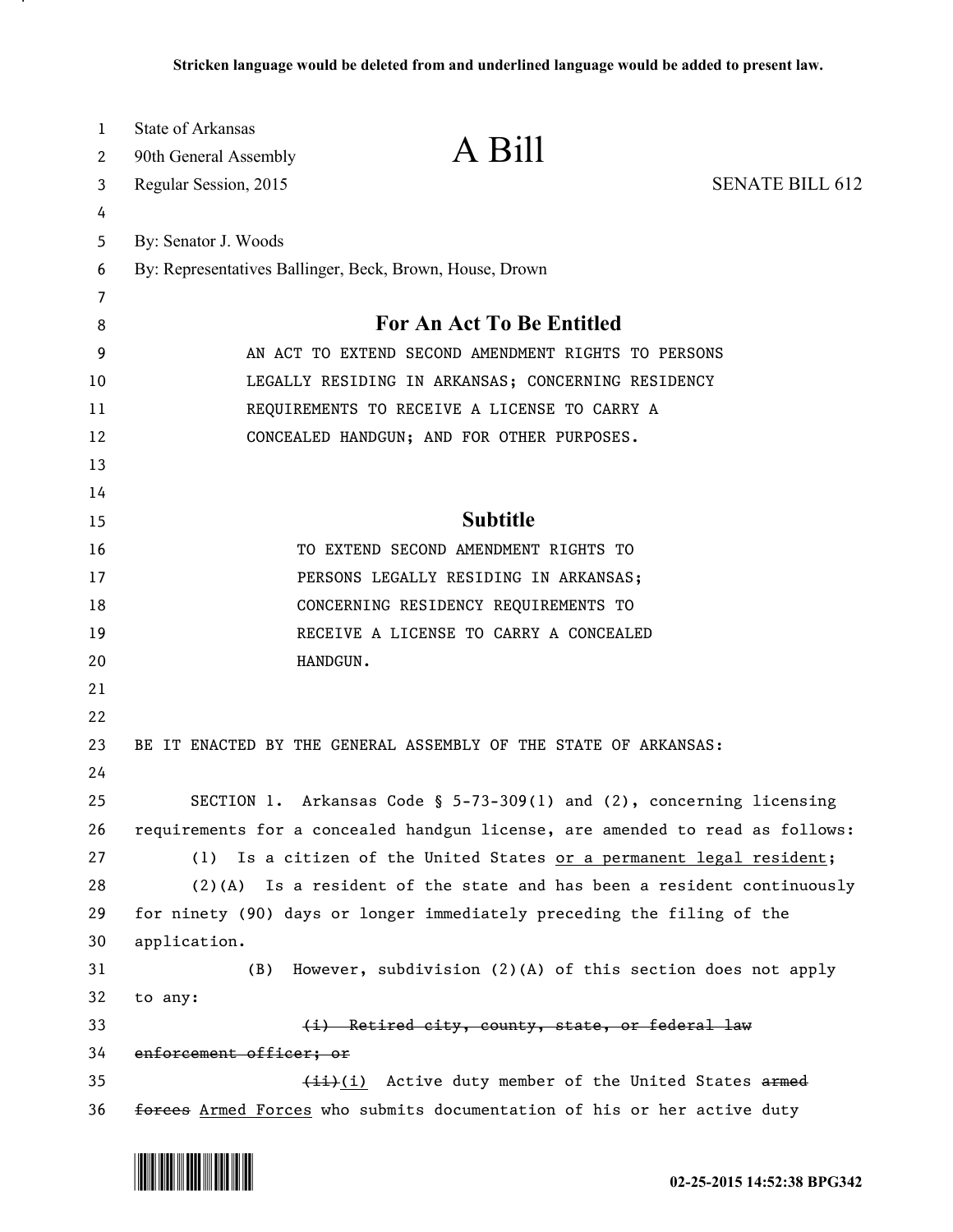**Stricken language would be deleted from and underlined language would be added to present law.**

State of Arkansas
90th General Assembly
Regular Session, 2015

# A Bill

SENATE BILL 612

By: Senator J. Woods
By: Representatives Ballinger, Beck, Brown, House, Drown

## For An Act To Be Entitled

AN ACT TO EXTEND SECOND AMENDMENT RIGHTS TO PERSONS LEGALLY RESIDING IN ARKANSAS; CONCERNING RESIDENCY REQUIREMENTS TO RECEIVE A LICENSE TO CARRY A CONCEALED HANDGUN; AND FOR OTHER PURPOSES.

## Subtitle

TO EXTEND SECOND AMENDMENT RIGHTS TO PERSONS LEGALLY RESIDING IN ARKANSAS; CONCERNING RESIDENCY REQUIREMENTS TO RECEIVE A LICENSE TO CARRY A CONCEALED HANDGUN.

BE IT ENACTED BY THE GENERAL ASSEMBLY OF THE STATE OF ARKANSAS:

SECTION 1. Arkansas Code § 5-73-309(1) and (2), concerning licensing requirements for a concealed handgun license, are amended to read as follows:

(1) Is a citizen of the United States <u>or a permanent legal resident</u>;

(2)(A) Is a resident of the state and has been a resident continuously for ninety (90) days or longer immediately preceding the filing of the application.

(B) However, subdivision (2)(A) of this section does not apply to any:

~~(i) Retired city, county, state, or federal law enforcement officer; or~~

~~(ii)~~<u>(i)</u> Active duty member of the United States ~~armed forces~~ <u>Armed Forces</u> who submits documentation of his or her active duty

02-25-2015 14:52:38 BPG342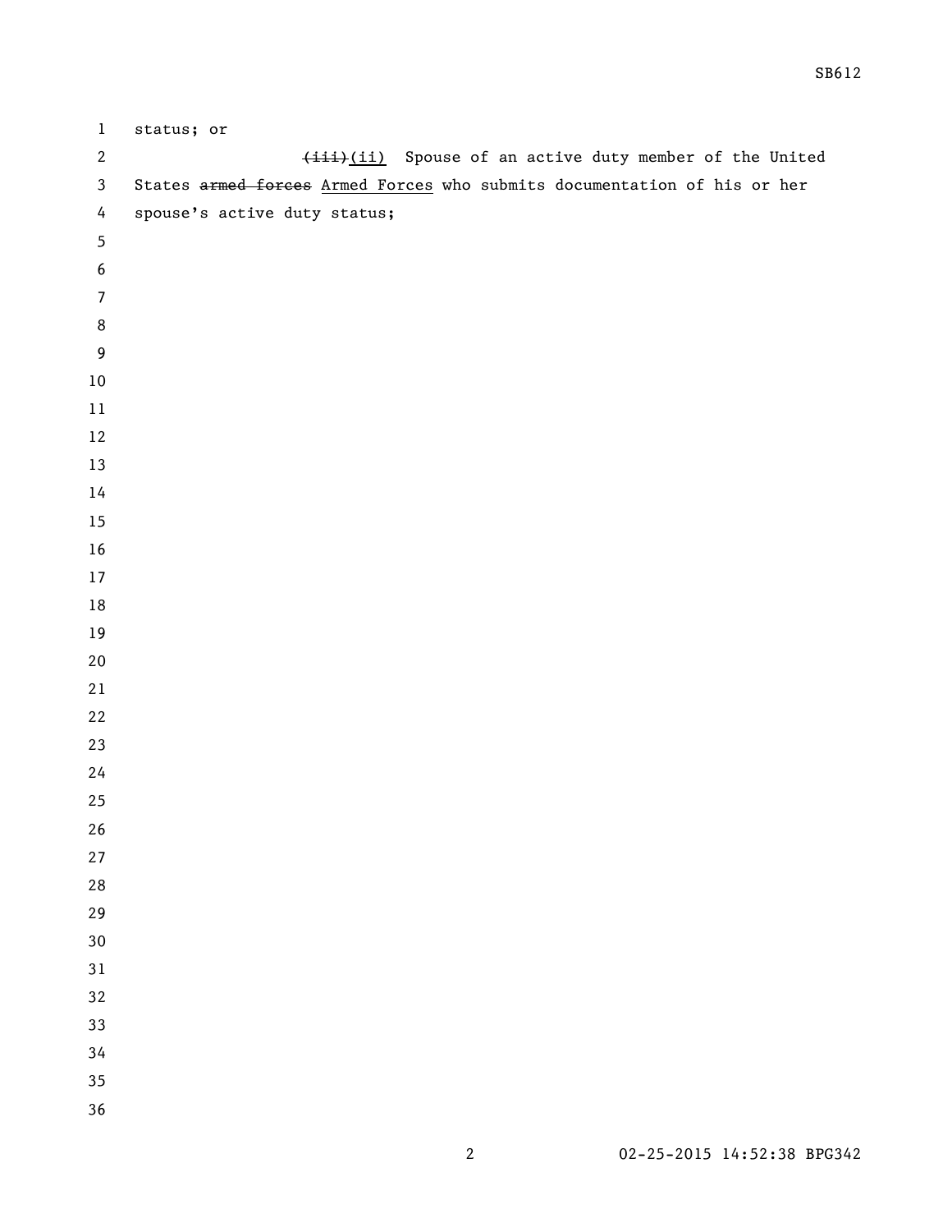status; or

~~(iii)~~<u>(ii)</u>  Spouse of an active duty member of the United States ~~armed forces~~ <u>Armed Forces</u> who submits documentation of his or her spouse's active duty status;